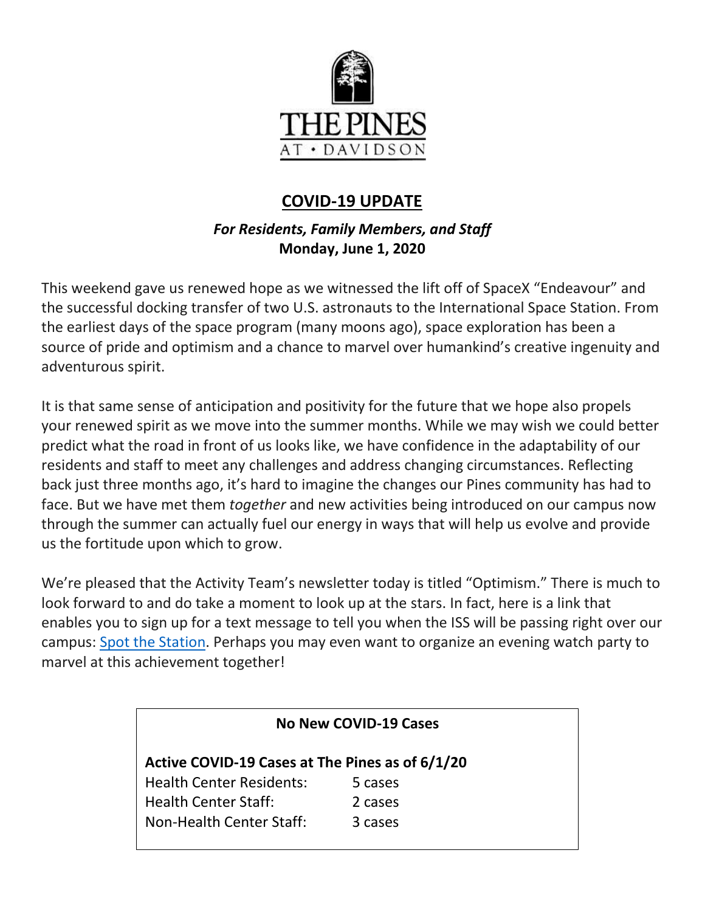THE PINES AT • DAVIDSON

# COVID-19 UPDATE

***For Residents, Family Members, and Staff***
**Monday, June 1, 2020**

This weekend gave us renewed hope as we witnessed the lift off of SpaceX "Endeavour" and the successful docking transfer of two U.S. astronauts to the International Space Station. From the earliest days of the space program (many moons ago), space exploration has been a source of pride and optimism and a chance to marvel over humankind's creative ingenuity and adventurous spirit.

It is that same sense of anticipation and positivity for the future that we hope also propels your renewed spirit as we move into the summer months. While we may wish we could better predict what the road in front of us looks like, we have confidence in the adaptability of our residents and staff to meet any challenges and address changing circumstances. Reflecting back just three months ago, it's hard to imagine the changes our Pines community has had to face. But we have met them *together* and new activities being introduced on our campus now through the summer can actually fuel our energy in ways that will help us evolve and provide us the fortitude upon which to grow.

We're pleased that the Activity Team's newsletter today is titled "Optimism." There is much to look forward to and do take a moment to look up at the stars. In fact, here is a link that enables you to sign up for a text message to tell you when the ISS will be passing right over our campus: Spot the Station. Perhaps you may even want to organize an evening watch party to marvel at this achievement together!

**No New COVID-19 Cases**

**Active COVID-19 Cases at The Pines as of 6/1/20**

| | |
|---|---|
| Health Center Residents: | 5 cases |
| Health Center Staff: | 2 cases |
| Non-Health Center Staff: | 3 cases |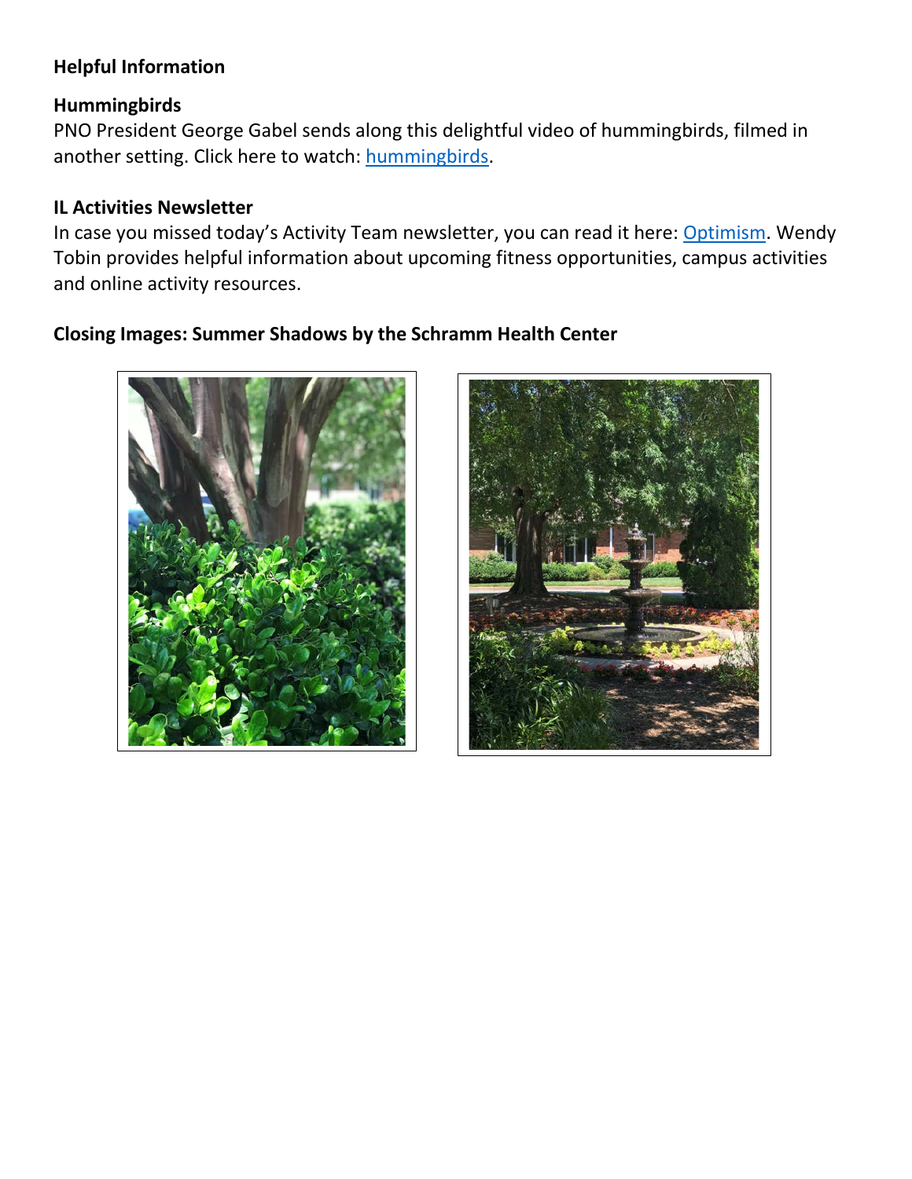**Helpful Information**

**Hummingbirds**

PNO President George Gabel sends along this delightful video of hummingbirds, filmed in another setting. Click here to watch: hummingbirds.

**IL Activities Newsletter**

In case you missed today's Activity Team newsletter, you can read it here: Optimism. Wendy Tobin provides helpful information about upcoming fitness opportunities, campus activities and online activity resources.

**Closing Images: Summer Shadows by the Schramm Health Center**